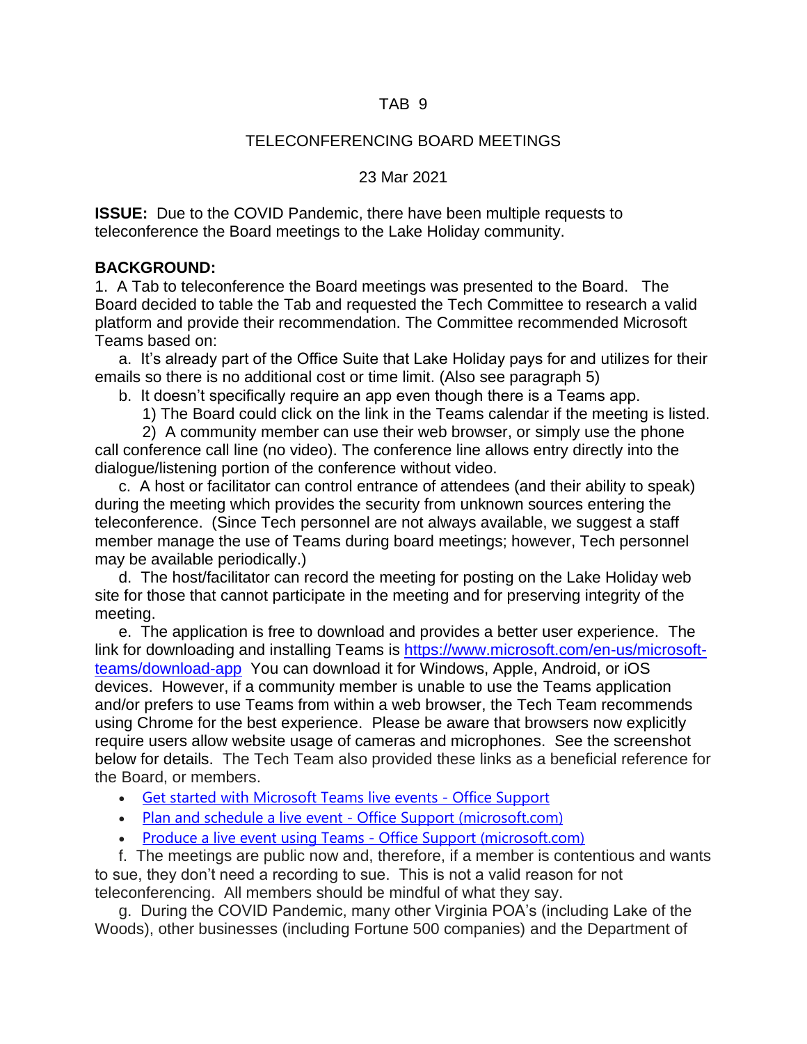TAB 9

TELECONFERENCING BOARD MEETINGS

23 Mar 2021

**ISSUE:** Due to the COVID Pandemic, there have been multiple requests to teleconference the Board meetings to the Lake Holiday community.

**BACKGROUND:**

1. A Tab to teleconference the Board meetings was presented to the Board. The Board decided to table the Tab and requested the Tech Committee to research a valid platform and provide their recommendation. The Committee recommended Microsoft Teams based on:

   a. It's already part of the Office Suite that Lake Holiday pays for and utilizes for their emails so there is no additional cost or time limit. (Also see paragraph 5)

   b. It doesn't specifically require an app even though there is a Teams app.

      1) The Board could click on the link in the Teams calendar if the meeting is listed.

      2) A community member can use their web browser, or simply use the phone call conference call line (no video). The conference line allows entry directly into the dialogue/listening portion of the conference without video.

   c. A host or facilitator can control entrance of attendees (and their ability to speak) during the meeting which provides the security from unknown sources entering the teleconference. (Since Tech personnel are not always available, we suggest a staff member manage the use of Teams during board meetings; however, Tech personnel may be available periodically.)

   d. The host/facilitator can record the meeting for posting on the Lake Holiday web site for those that cannot participate in the meeting and for preserving integrity of the meeting.

   e. The application is free to download and provides a better user experience. The link for downloading and installing Teams is [https://www.microsoft.com/en-us/microsoft-teams/download-app](https://www.microsoft.com/en-us/microsoft-teams/download-app) You can download it for Windows, Apple, Android, or iOS devices. However, if a community member is unable to use the Teams application and/or prefers to use Teams from within a web browser, the Tech Team recommends using Chrome for the best experience. Please be aware that browsers now explicitly require users allow website usage of cameras and microphones. See the screenshot below for details. The Tech Team also provided these links as a beneficial reference for the Board, or members.

   - Get started with Microsoft Teams live events - Office Support
   - Plan and schedule a live event - Office Support (microsoft.com)
   - Produce a live event using Teams - Office Support (microsoft.com)

   f. The meetings are public now and, therefore, if a member is contentious and wants to sue, they don't need a recording to sue. This is not a valid reason for not teleconferencing. All members should be mindful of what they say.

   g. During the COVID Pandemic, many other Virginia POA's (including Lake of the Woods), other businesses (including Fortune 500 companies) and the Department of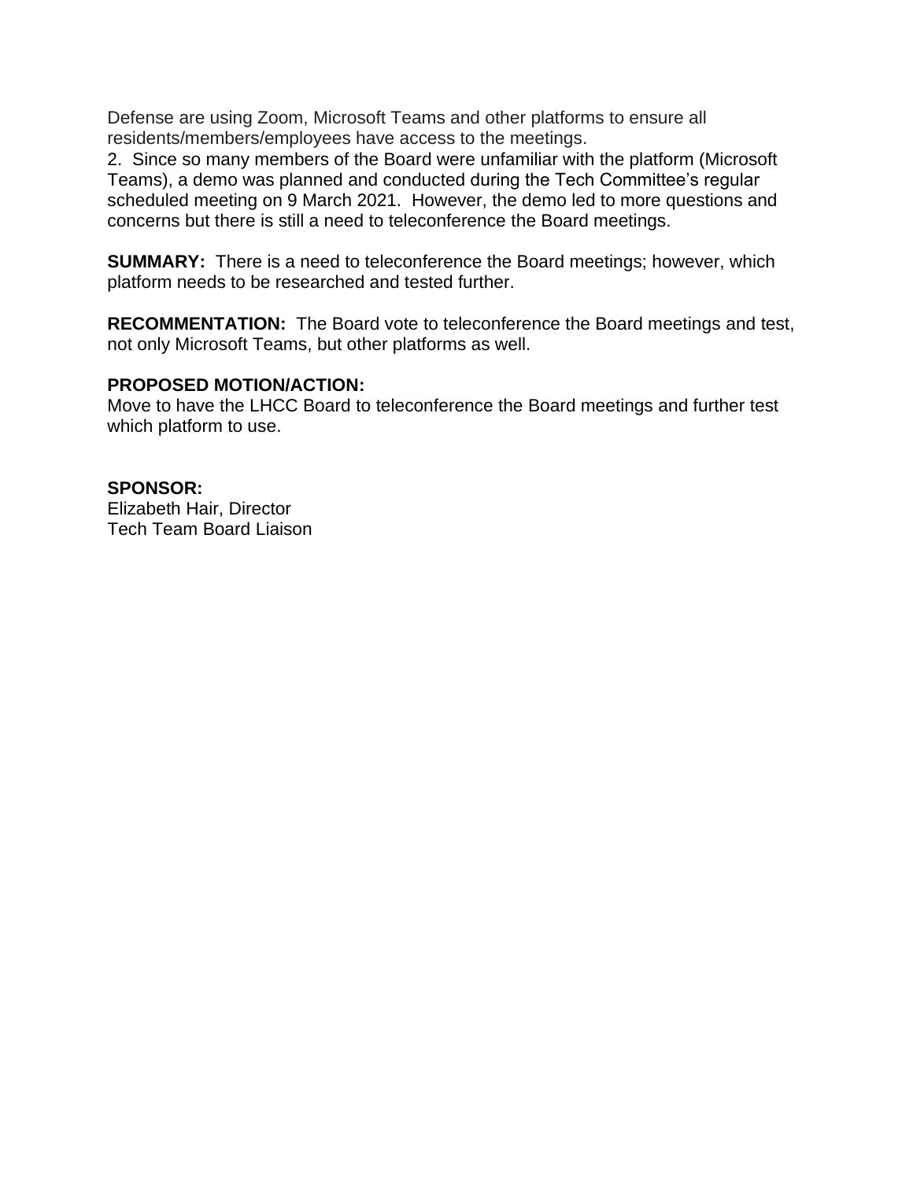Defense are using Zoom, Microsoft Teams and other platforms to ensure all residents/members/employees have access to the meetings.

2. Since so many members of the Board were unfamiliar with the platform (Microsoft Teams), a demo was planned and conducted during the Tech Committee's regular scheduled meeting on 9 March 2021. However, the demo led to more questions and concerns but there is still a need to teleconference the Board meetings.

**SUMMARY:** There is a need to teleconference the Board meetings; however, which platform needs to be researched and tested further.

**RECOMMENTATION:** The Board vote to teleconference the Board meetings and test, not only Microsoft Teams, but other platforms as well.

**PROPOSED MOTION/ACTION:**
Move to have the LHCC Board to teleconference the Board meetings and further test which platform to use.

**SPONSOR:**
Elizabeth Hair, Director
Tech Team Board Liaison